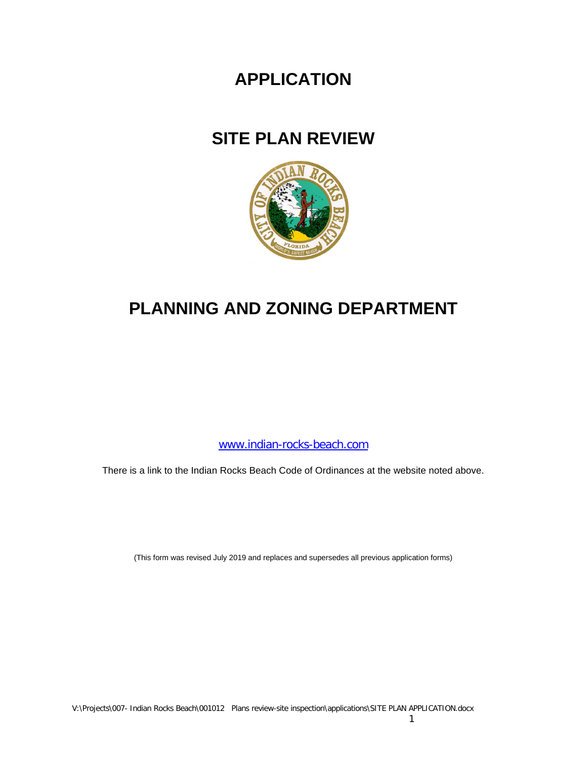# APPLICATION

# SITE PLAN REVIEW

# PLANNING AND ZONING DEPARTMENT

[www.indian-rocks-beach.com](http://www.indian-rocks-beach.com)

There is a link to the Indian Rocks Beach Code of Ordinances at the website noted above.

(This form was revised July 2019 and replaces and supersedes all previous application forms)

V:\Projects\007- Indian Rocks Beach\001012 Plans review-site inspection\applications\SITE PLAN APPLICATION.docx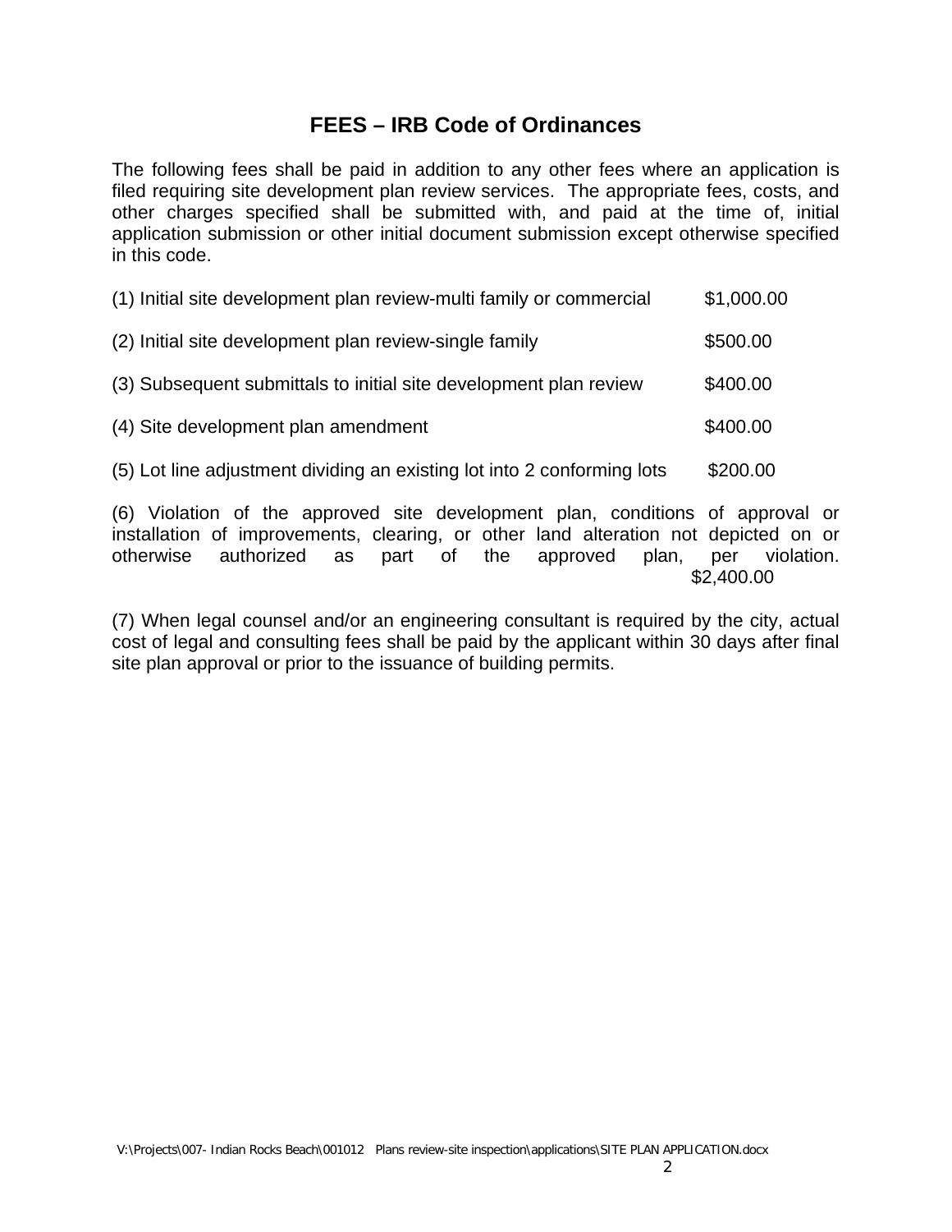## FEES – IRB Code of Ordinances

The following fees shall be paid in addition to any other fees where an application is filed requiring site development plan review services. The appropriate fees, costs, and other charges specified shall be submitted with, and paid at the time of, initial application submission or other initial document submission except otherwise specified in this code.

(1) Initial site development plan review-multi family or commercial $1,000.00

(2) Initial site development plan review-single family $500.00

(3) Subsequent submittals to initial site development plan review $400.00

(4) Site development plan amendment $400.00

(5) Lot line adjustment dividing an existing lot into 2 conforming lots $200.00

(6) Violation of the approved site development plan, conditions of approval or installation of improvements, clearing, or other land alteration not depicted on or otherwise authorized as part of the approved plan, per violation. $2,400.00

(7) When legal counsel and/or an engineering consultant is required by the city, actual cost of legal and consulting fees shall be paid by the applicant within 30 days after final site plan approval or prior to the issuance of building permits.

V:\Projects\007- Indian Rocks Beach\001012 Plans review-site inspection\applications\SITE PLAN APPLICATION.docx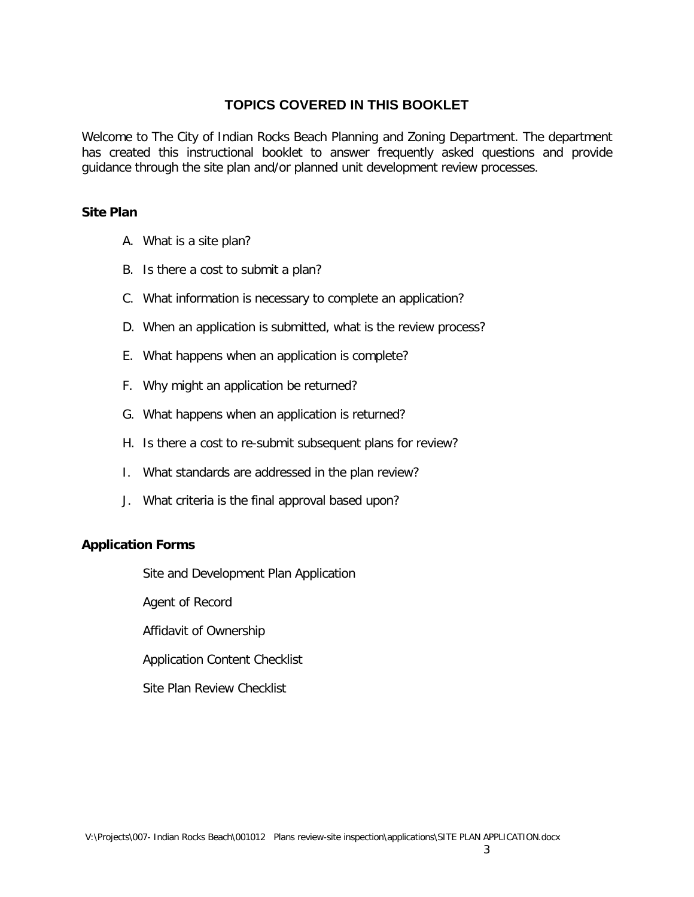# TOPICS COVERED IN THIS BOOKLET

Welcome to The City of Indian Rocks Beach Planning and Zoning Department. The department has created this instructional booklet to answer frequently asked questions and provide guidance through the site plan and/or planned unit development review processes.

**Site Plan**

A. What is a site plan?

B. Is there a cost to submit a plan?

C. What information is necessary to complete an application?

D. When an application is submitted, what is the review process?

E. What happens when an application is complete?

F. Why might an application be returned?

G. What happens when an application is returned?

H. Is there a cost to re-submit subsequent plans for review?

I. What standards are addressed in the plan review?

J. What criteria is the final approval based upon?

**Application Forms**

Site and Development Plan Application

Agent of Record

Affidavit of Ownership

Application Content Checklist

Site Plan Review Checklist

V:\Projects\007- Indian Rocks Beach\001012 Plans review-site inspection\applications\SITE PLAN APPLICATION.docx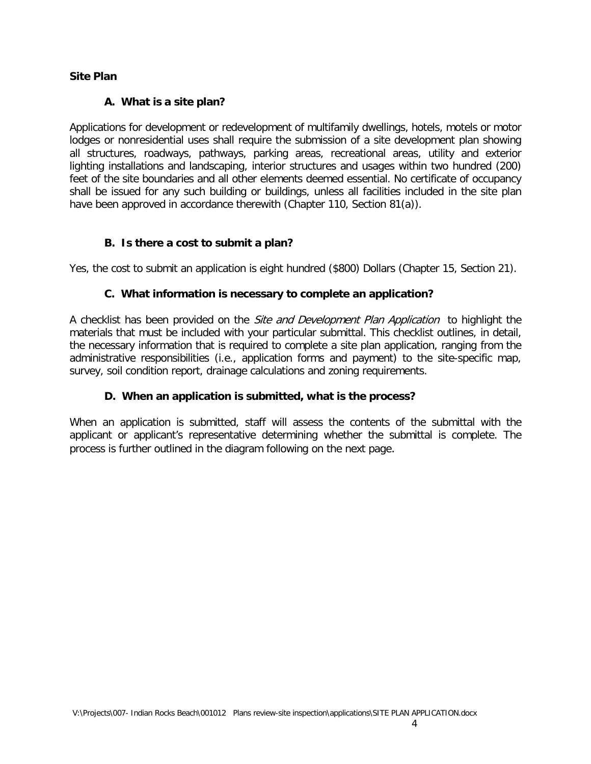**Site Plan**

### A. What is a site plan?

Applications for development or redevelopment of multifamily dwellings, hotels, motels or motor lodges or nonresidential uses shall require the submission of a site development plan showing all structures, roadways, pathways, parking areas, recreational areas, utility and exterior lighting installations and landscaping, interior structures and usages within two hundred (200) feet of the site boundaries and all other elements deemed essential. No certificate of occupancy shall be issued for any such building or buildings, unless all facilities included in the site plan have been approved in accordance therewith (Chapter 110, Section 81(a)).

### B. Is there a cost to submit a plan?

Yes, the cost to submit an application is eight hundred ($800) Dollars (Chapter 15, Section 21).

### C. What information is necessary to complete an application?

A checklist has been provided on the *Site and Development Plan Application* to highlight the materials that must be included with your particular submittal. This checklist outlines, in detail, the necessary information that is required to complete a site plan application, ranging from the administrative responsibilities (i.e., application forms and payment) to the site-specific map, survey, soil condition report, drainage calculations and zoning requirements.

### D. When an application is submitted, what is the process?

When an application is submitted, staff will assess the contents of the submittal with the applicant or applicant's representative determining whether the submittal is complete. The process is further outlined in the diagram following on the next page.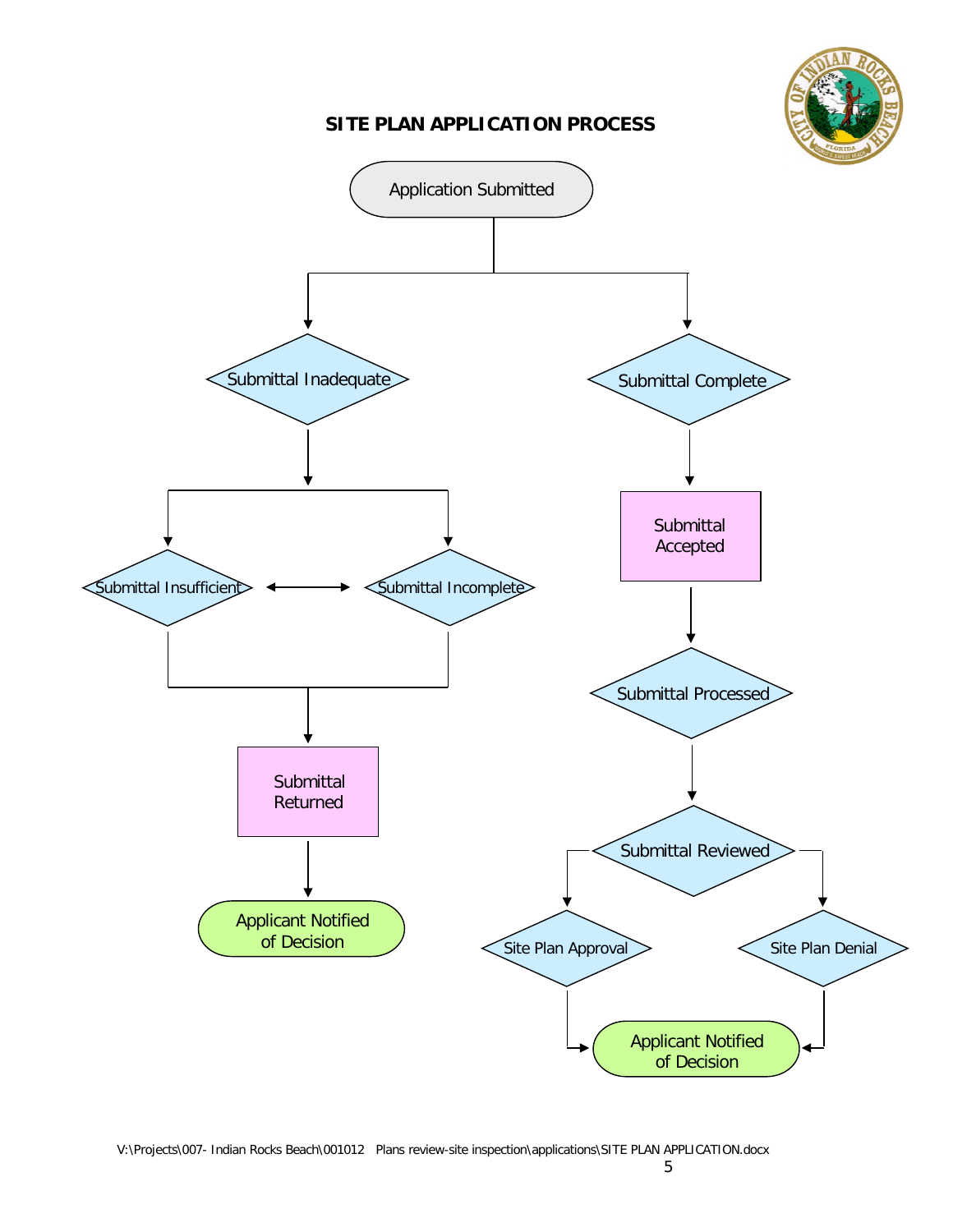## SITE PLAN APPLICATION PROCESS

Application Submitted

Submittal Inadequate

Submittal Complete

Submittal Insufficient

Submittal Incomplete

Submittal Accepted

Submittal Processed

Submittal Returned

Submittal Reviewed

Applicant Notified of Decision

Site Plan Approval

Site Plan Denial

Applicant Notified of Decision

V:\Projects\007- Indian Rocks Beach\001012 Plans review-site inspection\applications\SITE PLAN APPLICATION.docx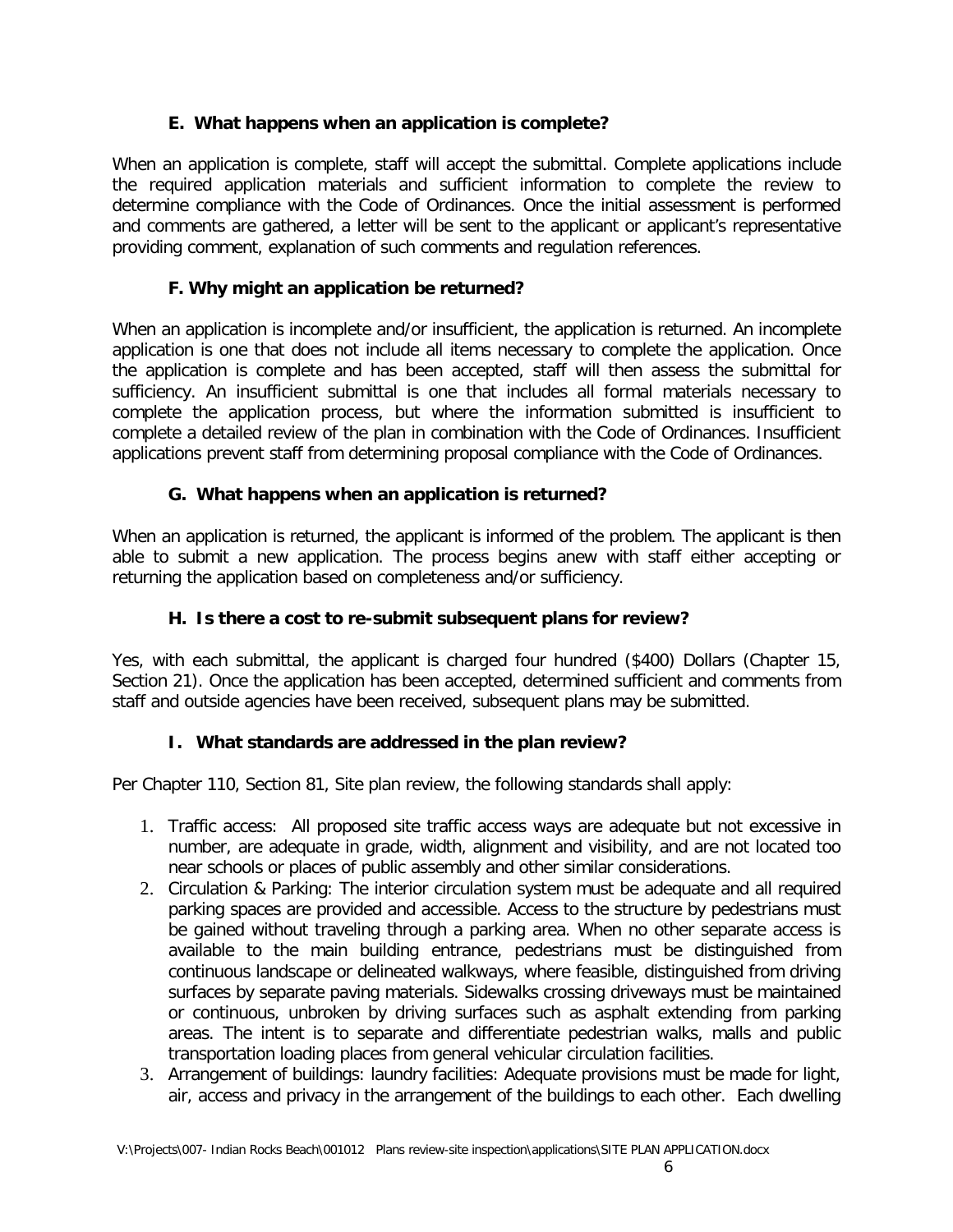### E. What happens when an application is complete?

When an application is complete, staff will accept the submittal. Complete applications include the required application materials and sufficient information to complete the review to determine compliance with the Code of Ordinances. Once the initial assessment is performed and comments are gathered, a letter will be sent to the applicant or applicant's representative providing comment, explanation of such comments and regulation references.

### F. Why might an application be returned?

When an application is incomplete and/or insufficient, the application is returned. An incomplete application is one that does not include all items necessary to complete the application. Once the application is complete and has been accepted, staff will then assess the submittal for sufficiency. An insufficient submittal is one that includes all formal materials necessary to complete the application process, but where the information submitted is insufficient to complete a detailed review of the plan in combination with the Code of Ordinances. Insufficient applications prevent staff from determining proposal compliance with the Code of Ordinances.

### G. What happens when an application is returned?

When an application is returned, the applicant is informed of the problem. The applicant is then able to submit a new application. The process begins anew with staff either accepting or returning the application based on completeness and/or sufficiency.

### H. Is there a cost to re-submit subsequent plans for review?

Yes, with each submittal, the applicant is charged four hundred ($400) Dollars (Chapter 15, Section 21). Once the application has been accepted, determined sufficient and comments from staff and outside agencies have been received, subsequent plans may be submitted.

### I. What standards are addressed in the plan review?

Per Chapter 110, Section 81, Site plan review, the following standards shall apply:

1. Traffic access: All proposed site traffic access ways are adequate but not excessive in number, are adequate in grade, width, alignment and visibility, and are not located too near schools or places of public assembly and other similar considerations.
2. Circulation & Parking: The interior circulation system must be adequate and all required parking spaces are provided and accessible. Access to the structure by pedestrians must be gained without traveling through a parking area. When no other separate access is available to the main building entrance, pedestrians must be distinguished from continuous landscape or delineated walkways, where feasible, distinguished from driving surfaces by separate paving materials. Sidewalks crossing driveways must be maintained or continuous, unbroken by driving surfaces such as asphalt extending from parking areas. The intent is to separate and differentiate pedestrian walks, malls and public transportation loading places from general vehicular circulation facilities.
3. Arrangement of buildings: laundry facilities: Adequate provisions must be made for light, air, access and privacy in the arrangement of the buildings to each other. Each dwelling

V:\Projects\007- Indian Rocks Beach\001012 Plans review-site inspection\applications\SITE PLAN APPLICATION.docx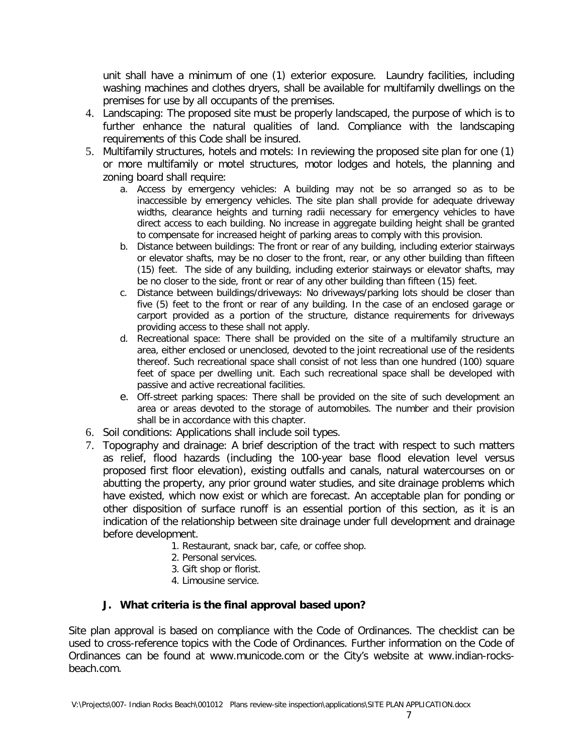unit shall have a minimum of one (1) exterior exposure. Laundry facilities, including washing machines and clothes dryers, shall be available for multifamily dwellings on the premises for use by all occupants of the premises.

4. Landscaping: The proposed site must be properly landscaped, the purpose of which is to further enhance the natural qualities of land. Compliance with the landscaping requirements of this Code shall be insured.
5. Multifamily structures, hotels and motels: In reviewing the proposed site plan for one (1) or more multifamily or motel structures, motor lodges and hotels, the planning and zoning board shall require:
   a. Access by emergency vehicles: A building may not be so arranged so as to be inaccessible by emergency vehicles. The site plan shall provide for adequate driveway widths, clearance heights and turning radii necessary for emergency vehicles to have direct access to each building. No increase in aggregate building height shall be granted to compensate for increased height of parking areas to comply with this provision.
   b. Distance between buildings: The front or rear of any building, including exterior stairways or elevator shafts, may be no closer to the front, rear, or any other building than fifteen (15) feet. The side of any building, including exterior stairways or elevator shafts, may be no closer to the side, front or rear of any other building than fifteen (15) feet.
   c. Distance between buildings/driveways: No driveways/parking lots should be closer than five (5) feet to the front or rear of any building. In the case of an enclosed garage or carport provided as a portion of the structure, distance requirements for driveways providing access to these shall not apply.
   d. Recreational space: There shall be provided on the site of a multifamily structure an area, either enclosed or unenclosed, devoted to the joint recreational use of the residents thereof. Such recreational space shall consist of not less than one hundred (100) square feet of space per dwelling unit. Each such recreational space shall be developed with passive and active recreational facilities.
   e. Off-street parking spaces: There shall be provided on the site of such development an area or areas devoted to the storage of automobiles. The number and their provision shall be in accordance with this chapter.
6. Soil conditions: Applications shall include soil types.
7. Topography and drainage: A brief description of the tract with respect to such matters as relief, flood hazards (including the 100-year base flood elevation level versus proposed first floor elevation), existing outfalls and canals, natural watercourses on or abutting the property, any prior ground water studies, and site drainage problems which have existed, which now exist or which are forecast. An acceptable plan for ponding or other disposition of surface runoff is an essential portion of this section, as it is an indication of the relationship between site drainage under full development and drainage before development.
   1. Restaurant, snack bar, cafe, or coffee shop.
   2. Personal services.
   3. Gift shop or florist.
   4. Limousine service.

## J. What criteria is the final approval based upon?

Site plan approval is based on compliance with the Code of Ordinances. The checklist can be used to cross-reference topics with the Code of Ordinances. Further information on the Code of Ordinances can be found at www.municode.com or the City's website at www.indian-rocks-beach.com.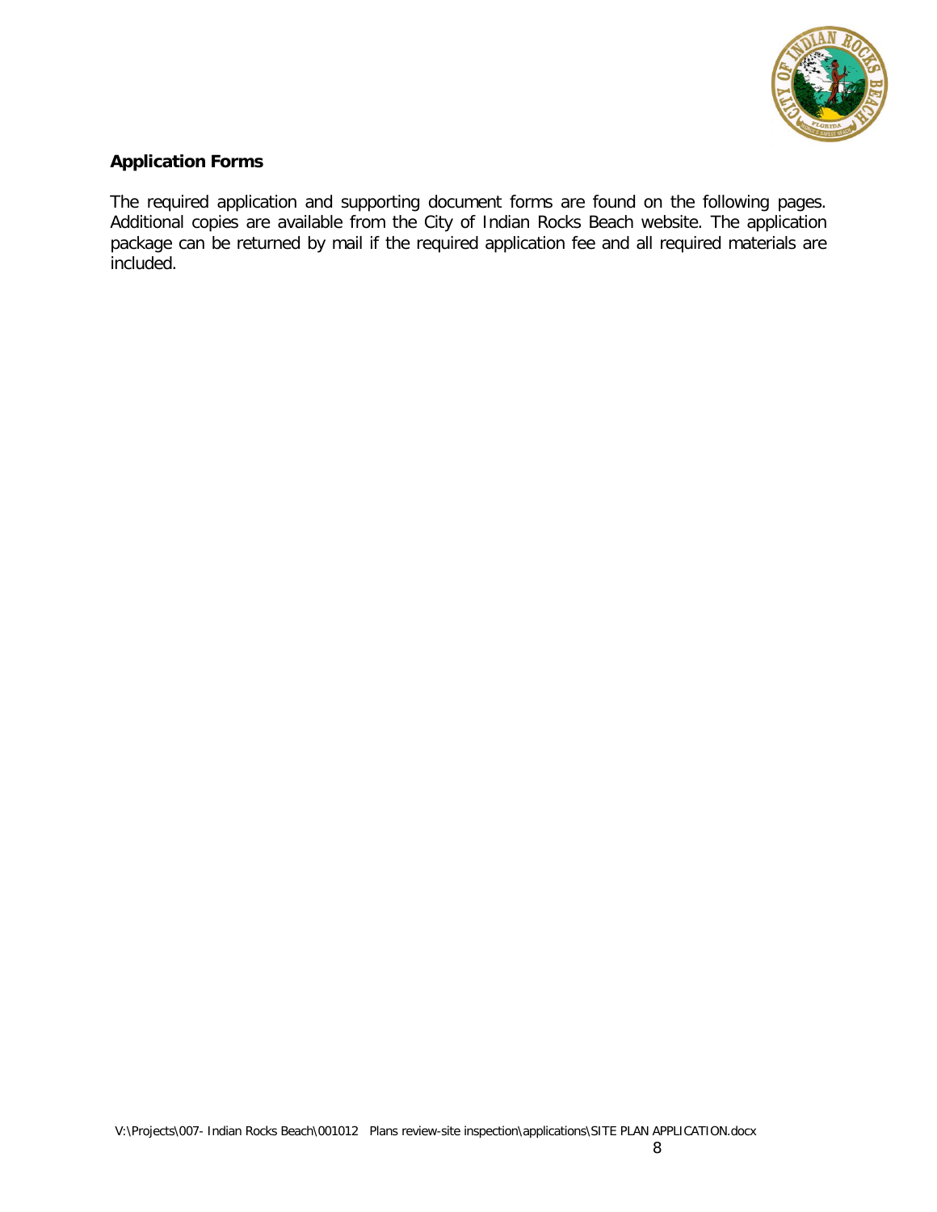**Application Forms**

The required application and supporting document forms are found on the following pages. Additional copies are available from the City of Indian Rocks Beach website. The application package can be returned by mail if the required application fee and all required materials are included.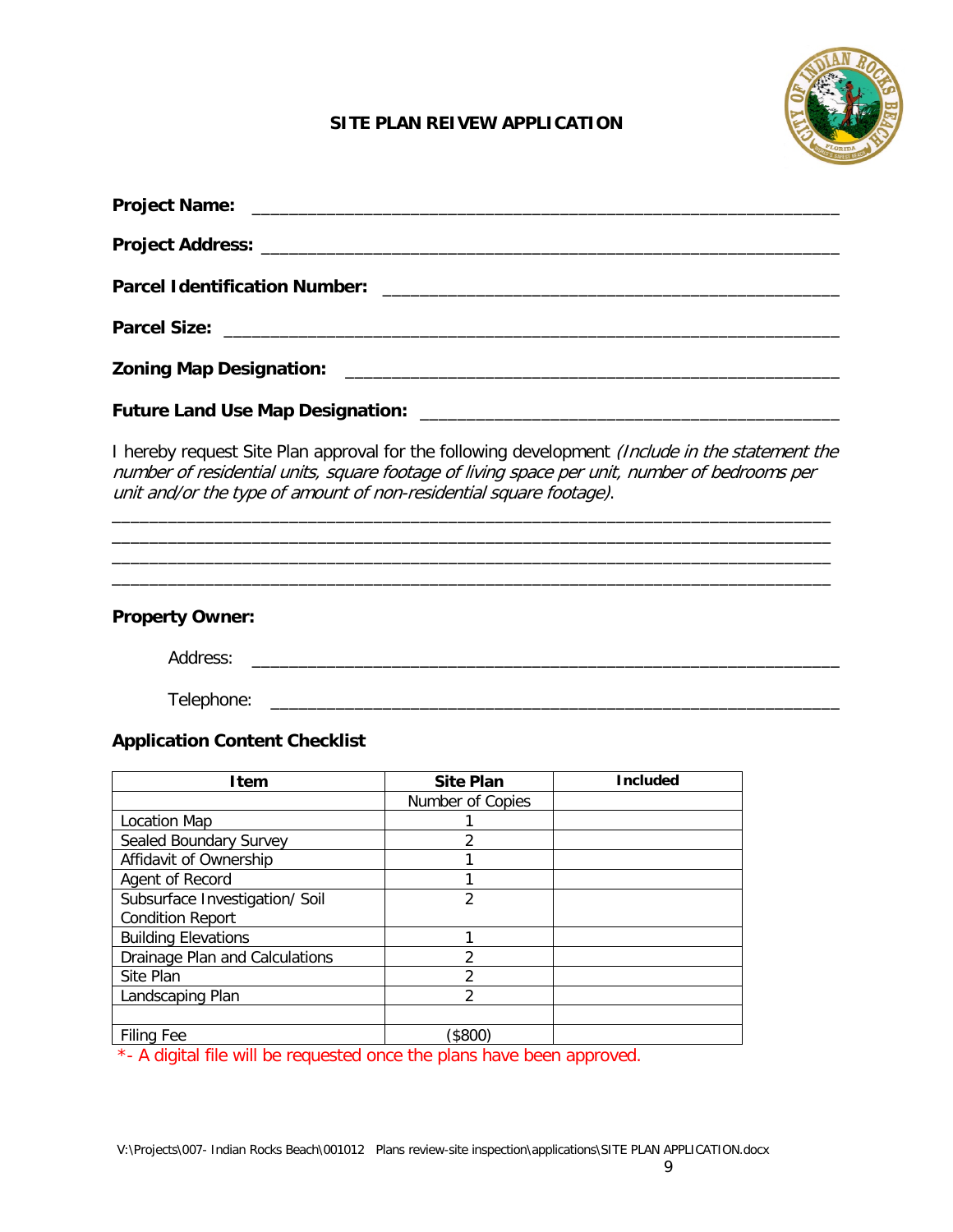## SITE PLAN REIVEW APPLICATION

**Project Name:** ___________________________________________________________

**Project Address:** _________________________________________________________

**Parcel Identification Number:** _____________________________________________

**Parcel Size:** _____________________________________________________________

**Zoning Map Designation:** __________________________________________________

**Future Land Use Map Designation:** _________________________________________

I hereby request Site Plan approval for the following development *(Include in the statement the number of residential units, square footage of living space per unit, number of bedrooms per unit and/or the type of amount of non-residential square footage)*.

______________________________________________________________________________
______________________________________________________________________________
______________________________________________________________________________
______________________________________________________________________________

**Property Owner:**

Address: ______________________________________________________________

Telephone: ____________________________________________________________

**Application Content Checklist**

| Item | Site Plan | Included |
|---|---|---|
| | Number of Copies | |
| Location Map | 1 | |
| Sealed Boundary Survey | 2 | |
| Affidavit of Ownership | 1 | |
| Agent of Record | 1 | |
| Subsurface Investigation/ Soil Condition Report | 2 | |
| Building Elevations | 1 | |
| Drainage Plan and Calculations | 2 | |
| Site Plan | 2 | |
| Landscaping Plan | 2 | |
| | | |
| Filing Fee | ($800) | |

*- A digital file will be requested once the plans have been approved.

V:\Projects\007- Indian Rocks Beach\001012 Plans review-site inspection\applications\SITE PLAN APPLICATION.docx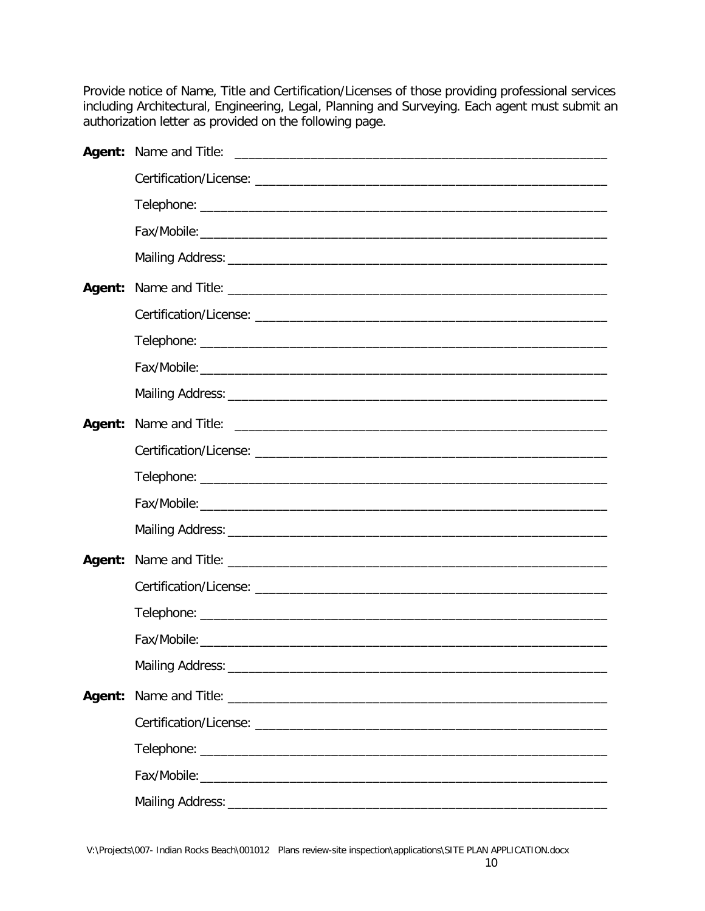Provide notice of Name, Title and Certification/Licenses of those providing professional services including Architectural, Engineering, Legal, Planning and Surveying. Each agent must submit an authorization letter as provided on the following page.

**Agent:** Name and Title: _______________________________________________

Certification/License: _______________________________________________

Telephone: _______________________________________________

Fax/Mobile: _______________________________________________

Mailing Address: _______________________________________________

**Agent:** Name and Title: _______________________________________________

Certification/License: _______________________________________________

Telephone: _______________________________________________

Fax/Mobile: _______________________________________________

Mailing Address: _______________________________________________

**Agent:** Name and Title: _______________________________________________

Certification/License: _______________________________________________

Telephone: _______________________________________________

Fax/Mobile: _______________________________________________

Mailing Address: _______________________________________________

**Agent:** Name and Title: _______________________________________________

Certification/License: _______________________________________________

Telephone: _______________________________________________

Fax/Mobile: _______________________________________________

Mailing Address: _______________________________________________

**Agent:** Name and Title: _______________________________________________

Certification/License: _______________________________________________

Telephone: _______________________________________________

Fax/Mobile: _______________________________________________

Mailing Address: _______________________________________________

V:\Projects\007- Indian Rocks Beach\001012 Plans review-site inspection\applications\SITE PLAN APPLICATION.docx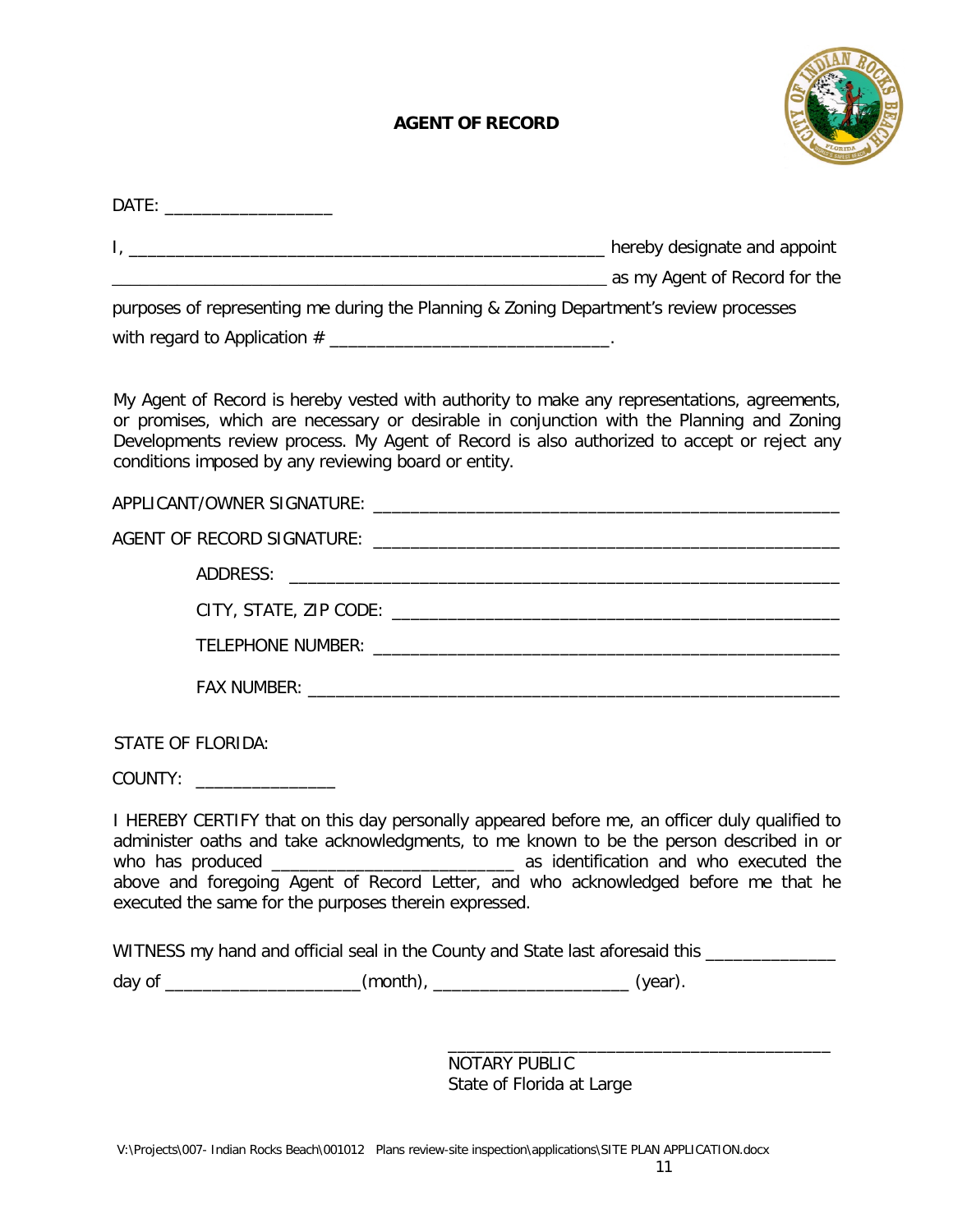# AGENT OF RECORD

DATE: ___________________

I, _____________________________________________________ hereby designate and appoint _______________________________________________________ as my Agent of Record for the purposes of representing me during the Planning & Zoning Department's review processes with regard to Application # ______________________________.

My Agent of Record is hereby vested with authority to make any representations, agreements, or promises, which are necessary or desirable in conjunction with the Planning and Zoning Developments review process. My Agent of Record is also authorized to accept or reject any conditions imposed by any reviewing board or entity.

APPLICANT/OWNER SIGNATURE: ___________________________________________________

AGENT OF RECORD SIGNATURE: ___________________________________________________

ADDRESS: ___________________________________________________________

CITY, STATE, ZIP CODE: ______________________________________________

TELEPHONE NUMBER: ________________________________________________

FAX NUMBER: _______________________________________________________

STATE OF FLORIDA:

COUNTY: _______________

I HEREBY CERTIFY that on this day personally appeared before me, an officer duly qualified to administer oaths and take acknowledgments, to me known to be the person described in or who has produced __________________________ as identification and who executed the above and foregoing Agent of Record Letter, and who acknowledged before me that he executed the same for the purposes therein expressed.

WITNESS my hand and official seal in the County and State last aforesaid this ______________ day of _____________________(month), _____________________ (year).

__________________________________________
NOTARY PUBLIC
State of Florida at Large

V:\Projects\007- Indian Rocks Beach\001012 Plans review-site inspection\applications\SITE PLAN APPLICATION.docx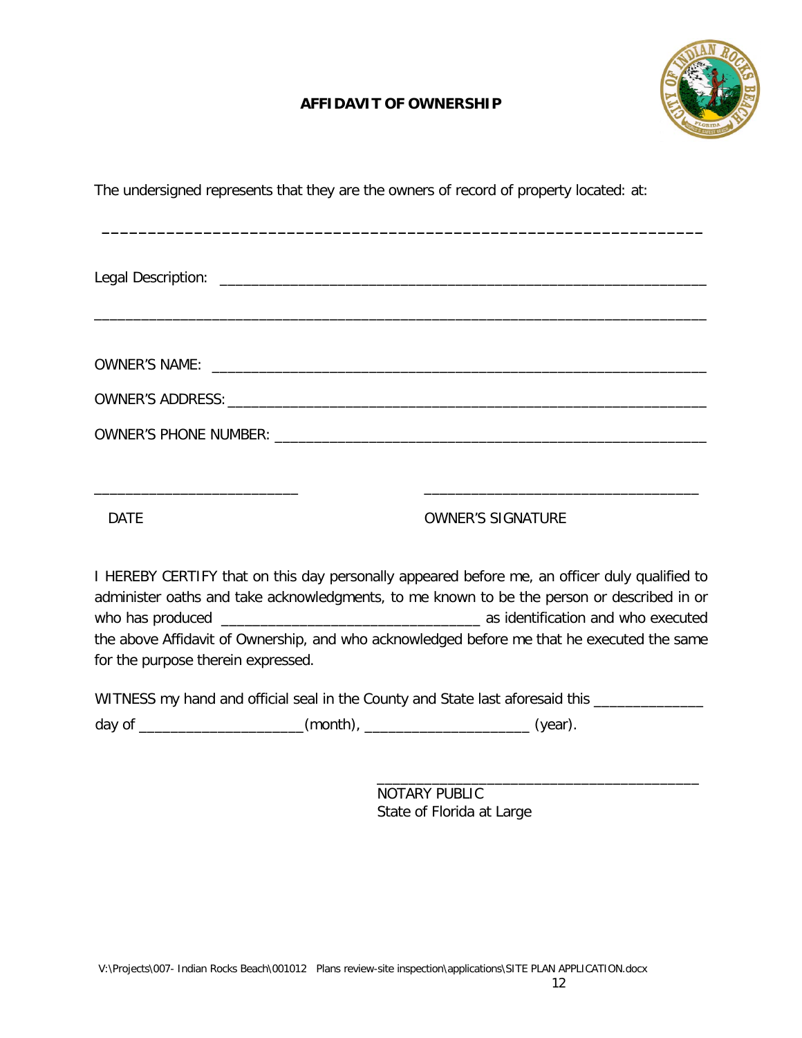## AFFIDAVIT OF OWNERSHIP

The undersigned represents that they are the owners of record of property located: at:

_______________________________________________________________

Legal Description: _______________________________________________________________

_______________________________________________________________

OWNER'S NAME: _______________________________________________________________

OWNER'S ADDRESS: _______________________________________________________________

OWNER'S PHONE NUMBER: _______________________________________________________________

_________________________ &nbsp;&nbsp;&nbsp;&nbsp;&nbsp;&nbsp;&nbsp;&nbsp; __________________________________

DATE &nbsp;&nbsp;&nbsp;&nbsp;&nbsp;&nbsp;&nbsp;&nbsp;&nbsp;&nbsp;&nbsp;&nbsp;&nbsp;&nbsp;&nbsp;&nbsp;&nbsp;&nbsp;&nbsp;&nbsp;&nbsp;&nbsp;&nbsp;&nbsp; OWNER'S SIGNATURE

I HEREBY CERTIFY that on this day personally appeared before me, an officer duly qualified to administer oaths and take acknowledgments, to me known to be the person or described in or who has produced ________________________________ as identification and who executed the above Affidavit of Ownership, and who acknowledged before me that he executed the same for the purpose therein expressed.

WITNESS my hand and official seal in the County and State last aforesaid this ______________ day of ____________________(month), ____________________ (year).

________________________________________

NOTARY PUBLIC
State of Florida at Large

V:\Projects\007- Indian Rocks Beach\001012 Plans review-site inspection\applications\SITE PLAN APPLICATION.docx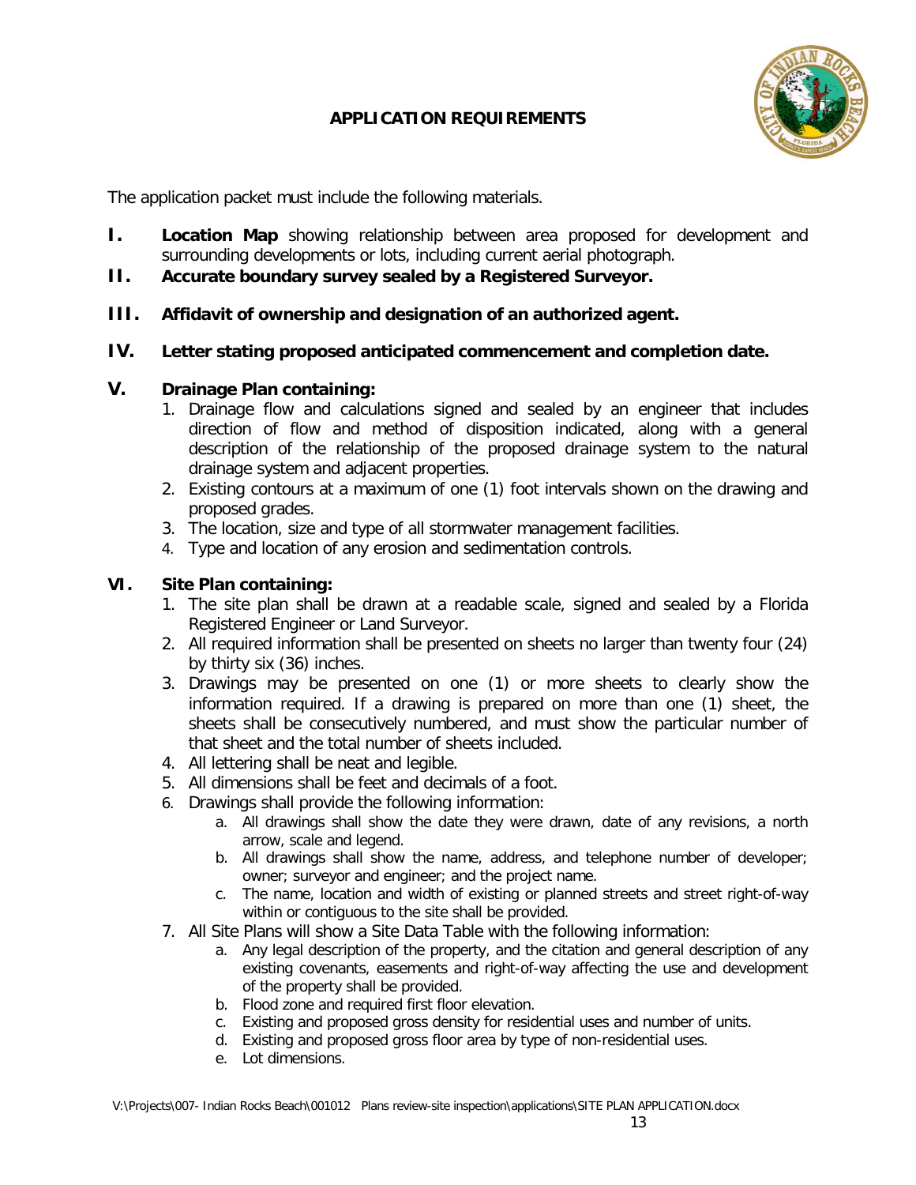## APPLICATION REQUIREMENTS

The application packet must include the following materials.

**I.** **Location Map** showing relationship between area proposed for development and surrounding developments or lots, including current aerial photograph.

**II.** **Accurate boundary survey sealed by a Registered Surveyor.**

**III.** **Affidavit of ownership and designation of an authorized agent.**

**IV.** **Letter stating proposed anticipated commencement and completion date.**

**V.** **Drainage Plan containing:**

1. Drainage flow and calculations signed and sealed by an engineer that includes direction of flow and method of disposition indicated, along with a general description of the relationship of the proposed drainage system to the natural drainage system and adjacent properties.
2. Existing contours at a maximum of one (1) foot intervals shown on the drawing and proposed grades.
3. The location, size and type of all stormwater management facilities.
4. Type and location of any erosion and sedimentation controls.

**VI.** **Site Plan containing:**

1. The site plan shall be drawn at a readable scale, signed and sealed by a Florida Registered Engineer or Land Surveyor.
2. All required information shall be presented on sheets no larger than twenty four (24) by thirty six (36) inches.
3. Drawings may be presented on one (1) or more sheets to clearly show the information required. If a drawing is prepared on more than one (1) sheet, the sheets shall be consecutively numbered, and must show the particular number of that sheet and the total number of sheets included.
4. All lettering shall be neat and legible.
5. All dimensions shall be feet and decimals of a foot.
6. Drawings shall provide the following information:
   a. All drawings shall show the date they were drawn, date of any revisions, a north arrow, scale and legend.
   b. All drawings shall show the name, address, and telephone number of developer; owner; surveyor and engineer; and the project name.
   c. The name, location and width of existing or planned streets and street right-of-way within or contiguous to the site shall be provided.
7. All Site Plans will show a Site Data Table with the following information:
   a. Any legal description of the property, and the citation and general description of any existing covenants, easements and right-of-way affecting the use and development of the property shall be provided.
   b. Flood zone and required first floor elevation.
   c. Existing and proposed gross density for residential uses and number of units.
   d. Existing and proposed gross floor area by type of non-residential uses.
   e. Lot dimensions.

V:\Projects\007- Indian Rocks Beach\001012 Plans review-site inspection\applications\SITE PLAN APPLICATION.docx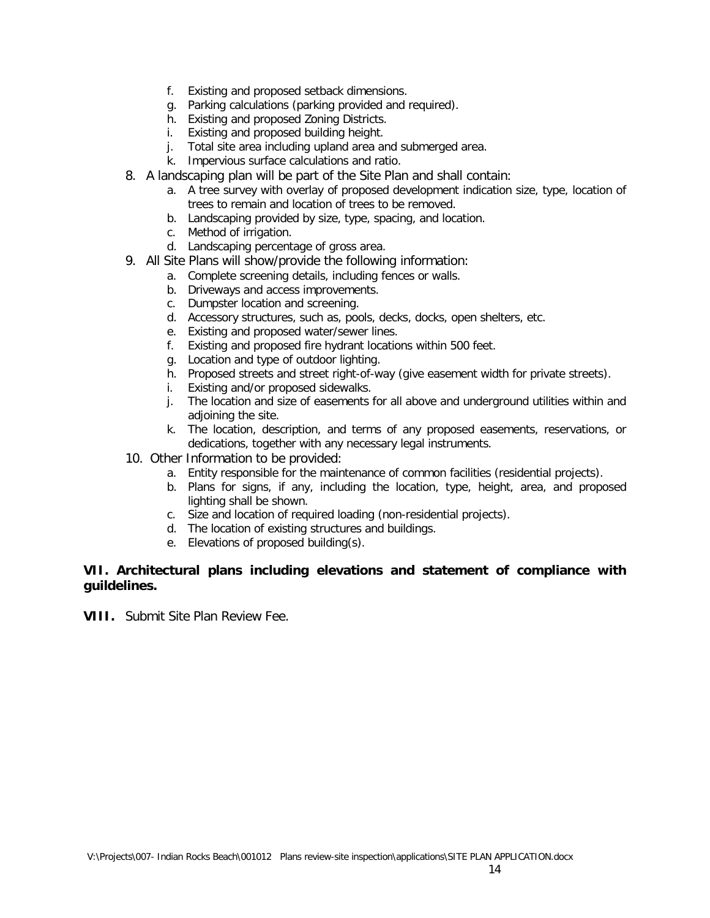f. Existing and proposed setback dimensions.
g. Parking calculations (parking provided and required).
h. Existing and proposed Zoning Districts.
i. Existing and proposed building height.
j. Total site area including upland area and submerged area.
k. Impervious surface calculations and ratio.

8. A landscaping plan will be part of the Site Plan and shall contain:
   a. A tree survey with overlay of proposed development indication size, type, location of trees to remain and location of trees to be removed.
   b. Landscaping provided by size, type, spacing, and location.
   c. Method of irrigation.
   d. Landscaping percentage of gross area.
9. All Site Plans will show/provide the following information:
   a. Complete screening details, including fences or walls.
   b. Driveways and access improvements.
   c. Dumpster location and screening.
   d. Accessory structures, such as, pools, decks, docks, open shelters, etc.
   e. Existing and proposed water/sewer lines.
   f. Existing and proposed fire hydrant locations within 500 feet.
   g. Location and type of outdoor lighting.
   h. Proposed streets and street right-of-way (give easement width for private streets).
   i. Existing and/or proposed sidewalks.
   j. The location and size of easements for all above and underground utilities within and adjoining the site.
   k. The location, description, and terms of any proposed easements, reservations, or dedications, together with any necessary legal instruments.
10. Other Information to be provided:
    a. Entity responsible for the maintenance of common facilities (residential projects).
    b. Plans for signs, if any, including the location, type, height, area, and proposed lighting shall be shown.
    c. Size and location of required loading (non-residential projects).
    d. The location of existing structures and buildings.
    e. Elevations of proposed building(s).

**VII. Architectural plans including elevations and statement of compliance with guildelines.**

**VIII.** Submit Site Plan Review Fee.

V:\Projects\007- Indian Rocks Beach\001012 Plans review-site inspection\applications\SITE PLAN APPLICATION.docx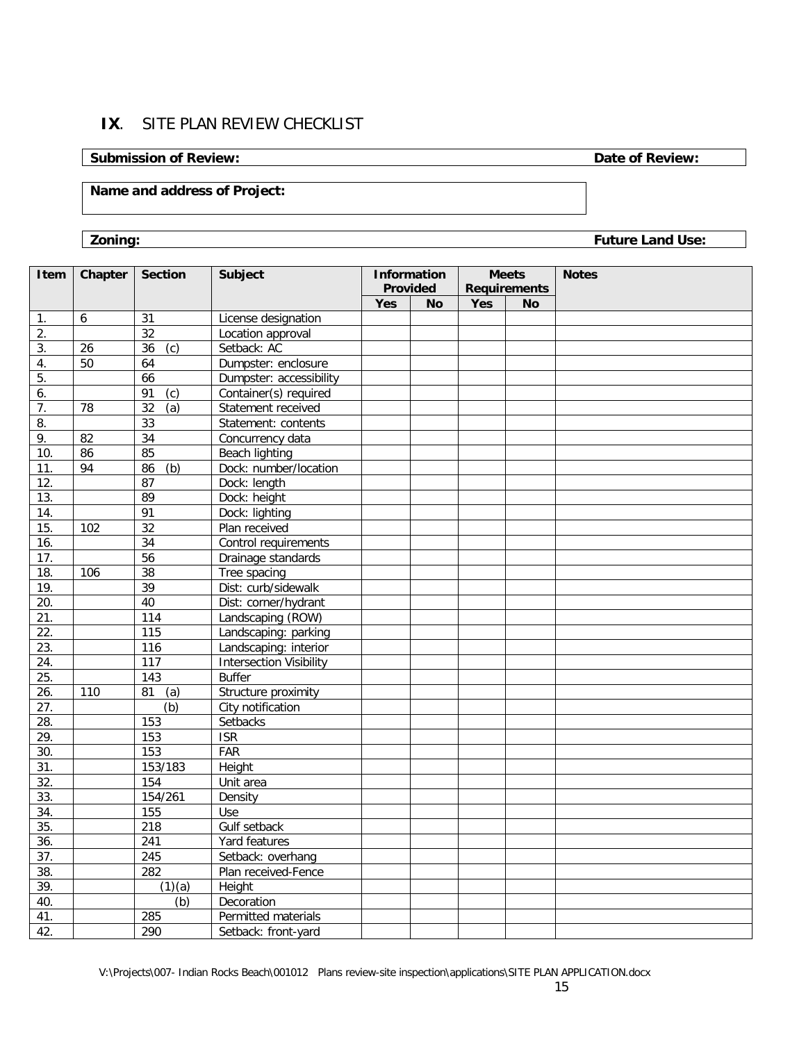## IX. SITE PLAN REVIEW CHECKLIST

| **Submission of Review:** | **Date of Review:** |
|---|---|

| **Name and address of Project:** |
|---|

| **Zoning:** | **Future Land Use:** |
|---|---|

| Item | Chapter | Section | Subject | Information Provided | | Meets Requirements | | Notes |
|---|---|---|---|---|---|---|---|---|
| | | | | Yes | No | Yes | No | |
| 1. | 6 | 31 | License designation | | | | | |
| 2. | | 32 | Location approval | | | | | |
| 3. | 26 | 36 (c) | Setback: AC | | | | | |
| 4. | 50 | 64 | Dumpster: enclosure | | | | | |
| 5. | | 66 | Dumpster: accessibility | | | | | |
| 6. | | 91 (c) | Container(s) required | | | | | |
| 7. | 78 | 32 (a) | Statement received | | | | | |
| 8. | | 33 | Statement: contents | | | | | |
| 9. | 82 | 34 | Concurrency data | | | | | |
| 10. | 86 | 85 | Beach lighting | | | | | |
| 11. | 94 | 86 (b) | Dock: number/location | | | | | |
| 12. | | 87 | Dock: length | | | | | |
| 13. | | 89 | Dock: height | | | | | |
| 14. | | 91 | Dock: lighting | | | | | |
| 15. | 102 | 32 | Plan received | | | | | |
| 16. | | 34 | Control requirements | | | | | |
| 17. | | 56 | Drainage standards | | | | | |
| 18. | 106 | 38 | Tree spacing | | | | | |
| 19. | | 39 | Dist: curb/sidewalk | | | | | |
| 20. | | 40 | Dist: corner/hydrant | | | | | |
| 21. | | 114 | Landscaping (ROW) | | | | | |
| 22. | | 115 | Landscaping: parking | | | | | |
| 23. | | 116 | Landscaping: interior | | | | | |
| 24. | | 117 | Intersection Visibility | | | | | |
| 25. | | 143 | Buffer | | | | | |
| 26. | 110 | 81 (a) | Structure proximity | | | | | |
| 27. | | (b) | City notification | | | | | |
| 28. | | 153 | Setbacks | | | | | |
| 29. | | 153 | ISR | | | | | |
| 30. | | 153 | FAR | | | | | |
| 31. | | 153/183 | Height | | | | | |
| 32. | | 154 | Unit area | | | | | |
| 33. | | 154/261 | Density | | | | | |
| 34. | | 155 | Use | | | | | |
| 35. | | 218 | Gulf setback | | | | | |
| 36. | | 241 | Yard features | | | | | |
| 37. | | 245 | Setback: overhang | | | | | |
| 38. | | 282 | Plan received-Fence | | | | | |
| 39. | | (1)(a) | Height | | | | | |
| 40. | | (b) | Decoration | | | | | |
| 41. | | 285 | Permitted materials | | | | | |
| 42. | | 290 | Setback: front-yard | | | | | |

V:\Projects\007- Indian Rocks Beach\001012 Plans review-site inspection\applications\SITE PLAN APPLICATION.docx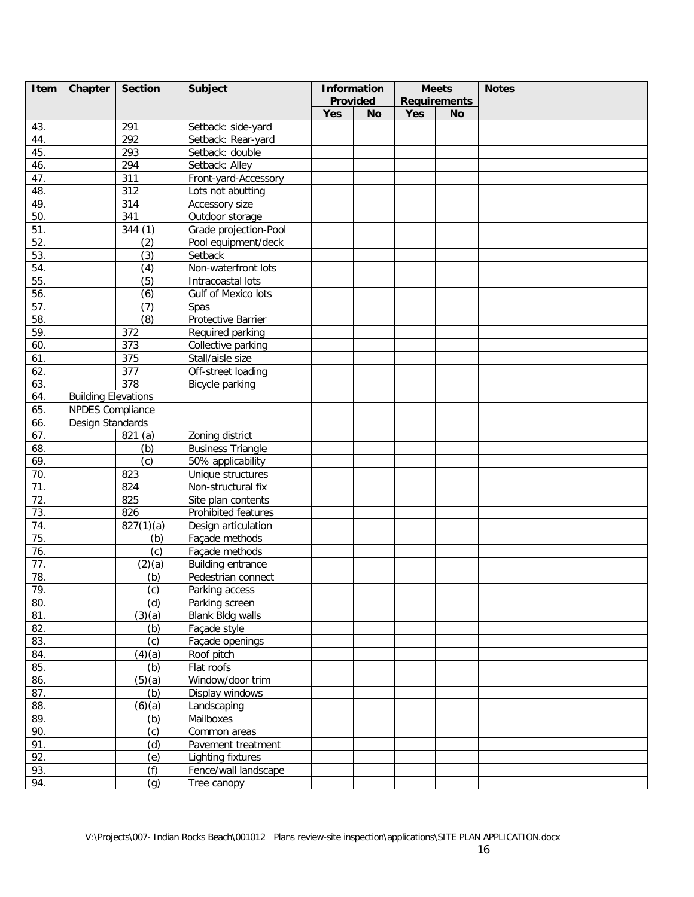| Item | Chapter | Section | Subject | Information Provided | | Meets Requirements | | Notes |
|---|---|---|---|---|---|---|---|---|
| | | | | Yes | No | Yes | No | |
| 43. | | 291 | Setback: side-yard | | | | | |
| 44. | | 292 | Setback: Rear-yard | | | | | |
| 45. | | 293 | Setback: double | | | | | |
| 46. | | 294 | Setback: Alley | | | | | |
| 47. | | 311 | Front-yard-Accessory | | | | | |
| 48. | | 312 | Lots not abutting | | | | | |
| 49. | | 314 | Accessory size | | | | | |
| 50. | | 341 | Outdoor storage | | | | | |
| 51. | | 344 (1) | Grade projection-Pool | | | | | |
| 52. | | (2) | Pool equipment/deck | | | | | |
| 53. | | (3) | Setback | | | | | |
| 54. | | (4) | Non-waterfront lots | | | | | |
| 55. | | (5) | Intracoastal lots | | | | | |
| 56. | | (6) | Gulf of Mexico lots | | | | | |
| 57. | | (7) | Spas | | | | | |
| 58. | | (8) | Protective Barrier | | | | | |
| 59. | | 372 | Required parking | | | | | |
| 60. | | 373 | Collective parking | | | | | |
| 61. | | 375 | Stall/aisle size | | | | | |
| 62. | | 377 | Off-street loading | | | | | |
| 63. | | 378 | Bicycle parking | | | | | |
| 64. | Building Elevations | | | | | | | |
| 65. | NPDES Compliance | | | | | | | |
| 66. | Design Standards | | | | | | | |
| 67. | | 821 (a) | Zoning district | | | | | |
| 68. | | (b) | Business Triangle | | | | | |
| 69. | | (c) | 50% applicability | | | | | |
| 70. | | 823 | Unique structures | | | | | |
| 71. | | 824 | Non-structural fix | | | | | |
| 72. | | 825 | Site plan contents | | | | | |
| 73. | | 826 | Prohibited features | | | | | |
| 74. | | 827(1)(a) | Design articulation | | | | | |
| 75. | | (b) | Façade methods | | | | | |
| 76. | | (c) | Façade methods | | | | | |
| 77. | | (2)(a) | Building entrance | | | | | |
| 78. | | (b) | Pedestrian connect | | | | | |
| 79. | | (c) | Parking access | | | | | |
| 80. | | (d) | Parking screen | | | | | |
| 81. | | (3)(a) | Blank Bldg walls | | | | | |
| 82. | | (b) | Façade style | | | | | |
| 83. | | (c) | Façade openings | | | | | |
| 84. | | (4)(a) | Roof pitch | | | | | |
| 85. | | (b) | Flat roofs | | | | | |
| 86. | | (5)(a) | Window/door trim | | | | | |
| 87. | | (b) | Display windows | | | | | |
| 88. | | (6)(a) | Landscaping | | | | | |
| 89. | | (b) | Mailboxes | | | | | |
| 90. | | (c) | Common areas | | | | | |
| 91. | | (d) | Pavement treatment | | | | | |
| 92. | | (e) | Lighting fixtures | | | | | |
| 93. | | (f) | Fence/wall landscape | | | | | |
| 94. | | (g) | Tree canopy | | | | | |